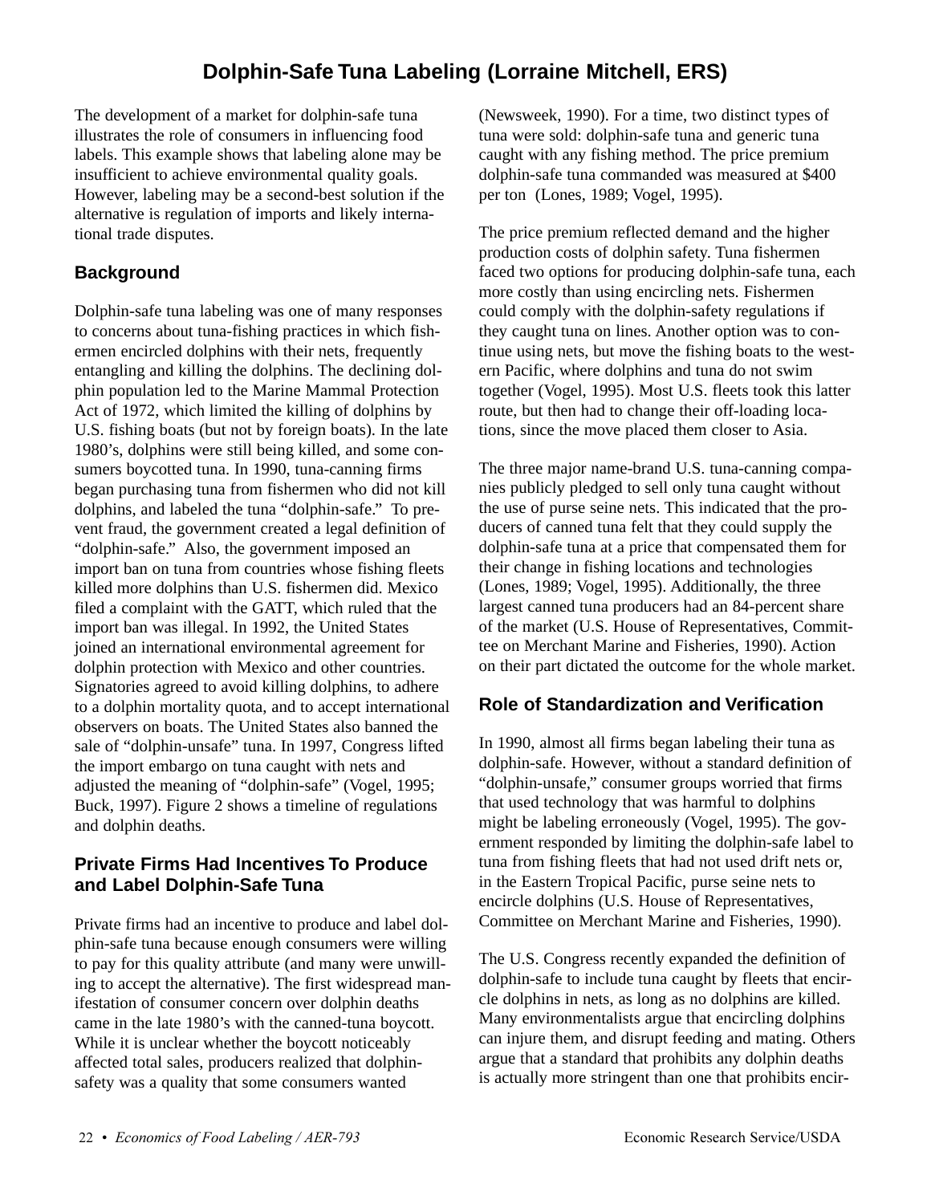# Dolphin-Safe Tuna Labeling (Lorraine Mitchell, ERS)

The development of a market for dolphin-safe tuna illustrates the role of consumers in influencing food labels. This example shows that labeling alone may be insufficient to achieve environmental quality goals. However, labeling may be a second-best solution if the alternative is regulation of imports and likely international trade disputes.

## Background

Dolphin-safe tuna labeling was one of many responses to concerns about tuna-fishing practices in which fishermen encircled dolphins with their nets, frequently entangling and killing the dolphins. The declining dolphin population led to the Marine Mammal Protection Act of 1972, which limited the killing of dolphins by U.S. fishing boats (but not by foreign boats). In the late 1980's, dolphins were still being killed, and some consumers boycotted tuna. In 1990, tuna-canning firms began purchasing tuna from fishermen who did not kill dolphins, and labeled the tuna "dolphin-safe." To prevent fraud, the government created a legal definition of "dolphin-safe." Also, the government imposed an import ban on tuna from countries whose fishing fleets killed more dolphins than U.S. fishermen did. Mexico filed a complaint with the GATT, which ruled that the import ban was illegal. In 1992, the United States joined an international environmental agreement for dolphin protection with Mexico and other countries. Signatories agreed to avoid killing dolphins, to adhere to a dolphin mortality quota, and to accept international observers on boats. The United States also banned the sale of "dolphin-unsafe" tuna. In 1997, Congress lifted the import embargo on tuna caught with nets and adjusted the meaning of "dolphin-safe" (Vogel, 1995; Buck, 1997). Figure 2 shows a timeline of regulations and dolphin deaths.

## Private Firms Had Incentives To Produce and Label Dolphin-Safe Tuna

Private firms had an incentive to produce and label dolphin-safe tuna because enough consumers were willing to pay for this quality attribute (and many were unwilling to accept the alternative). The first widespread manifestation of consumer concern over dolphin deaths came in the late 1980's with the canned-tuna boycott. While it is unclear whether the boycott noticeably affected total sales, producers realized that dolphin-safety was a quality that some consumers wanted (Newsweek, 1990). For a time, two distinct types of tuna were sold: dolphin-safe tuna and generic tuna caught with any fishing method. The price premium dolphin-safe tuna commanded was measured at $400 per ton (Lones, 1989; Vogel, 1995).

The price premium reflected demand and the higher production costs of dolphin safety. Tuna fishermen faced two options for producing dolphin-safe tuna, each more costly than using encircling nets. Fishermen could comply with the dolphin-safety regulations if they caught tuna on lines. Another option was to continue using nets, but move the fishing boats to the western Pacific, where dolphins and tuna do not swim together (Vogel, 1995). Most U.S. fleets took this latter route, but then had to change their off-loading locations, since the move placed them closer to Asia.

The three major name-brand U.S. tuna-canning companies publicly pledged to sell only tuna caught without the use of purse seine nets. This indicated that the producers of canned tuna felt that they could supply the dolphin-safe tuna at a price that compensated them for their change in fishing locations and technologies (Lones, 1989; Vogel, 1995). Additionally, the three largest canned tuna producers had an 84-percent share of the market (U.S. House of Representatives, Committee on Merchant Marine and Fisheries, 1990). Action on their part dictated the outcome for the whole market.

## Role of Standardization and Verification

In 1990, almost all firms began labeling their tuna as dolphin-safe. However, without a standard definition of "dolphin-unsafe," consumer groups worried that firms that used technology that was harmful to dolphins might be labeling erroneously (Vogel, 1995). The government responded by limiting the dolphin-safe label to tuna from fishing fleets that had not used drift nets or, in the Eastern Tropical Pacific, purse seine nets to encircle dolphins (U.S. House of Representatives, Committee on Merchant Marine and Fisheries, 1990).

The U.S. Congress recently expanded the definition of dolphin-safe to include tuna caught by fleets that encircle dolphins in nets, as long as no dolphins are killed. Many environmentalists argue that encircling dolphins can injure them, and disrupt feeding and mating. Others argue that a standard that prohibits any dolphin deaths is actually more stringent than one that prohibits encir-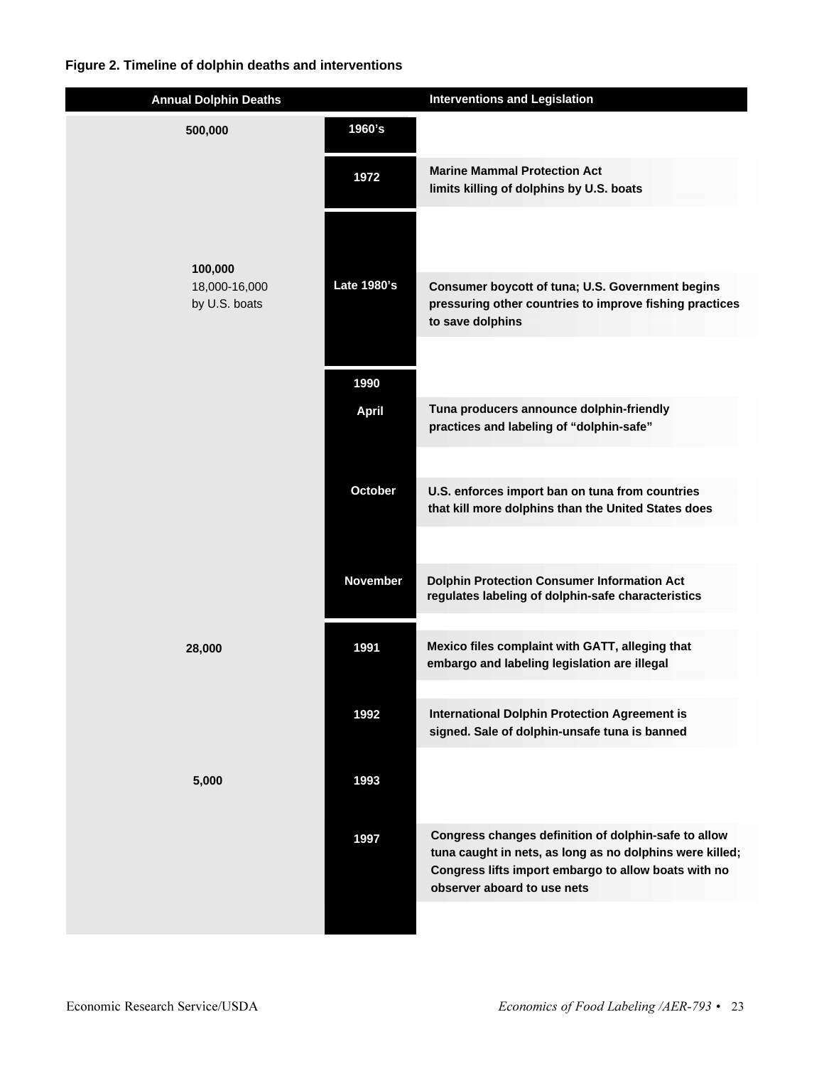**Figure 2. Timeline of dolphin deaths and interventions**

| Annual Dolphin Deaths | | Interventions and Legislation |
|---|---|---|
| 500,000 | 1960's | |
| | 1972 | Marine Mammal Protection Act limits killing of dolphins by U.S. boats |
| 100,000<br>18,000-16,000 by U.S. boats | Late 1980's | Consumer boycott of tuna; U.S. Government begins pressuring other countries to improve fishing practices to save dolphins |
| | 1990 | |
| | April | Tuna producers announce dolphin-friendly practices and labeling of "dolphin-safe" |
| | October | U.S. enforces import ban on tuna from countries that kill more dolphins than the United States does |
| | November | Dolphin Protection Consumer Information Act regulates labeling of dolphin-safe characteristics |
| 28,000 | 1991 | Mexico files complaint with GATT, alleging that embargo and labeling legislation are illegal |
| | 1992 | International Dolphin Protection Agreement is signed. Sale of dolphin-unsafe tuna is banned |
| 5,000 | 1993 | |
| | 1997 | Congress changes definition of dolphin-safe to allow tuna caught in nets, as long as no dolphins were killed; Congress lifts import embargo to allow boats with no observer aboard to use nets |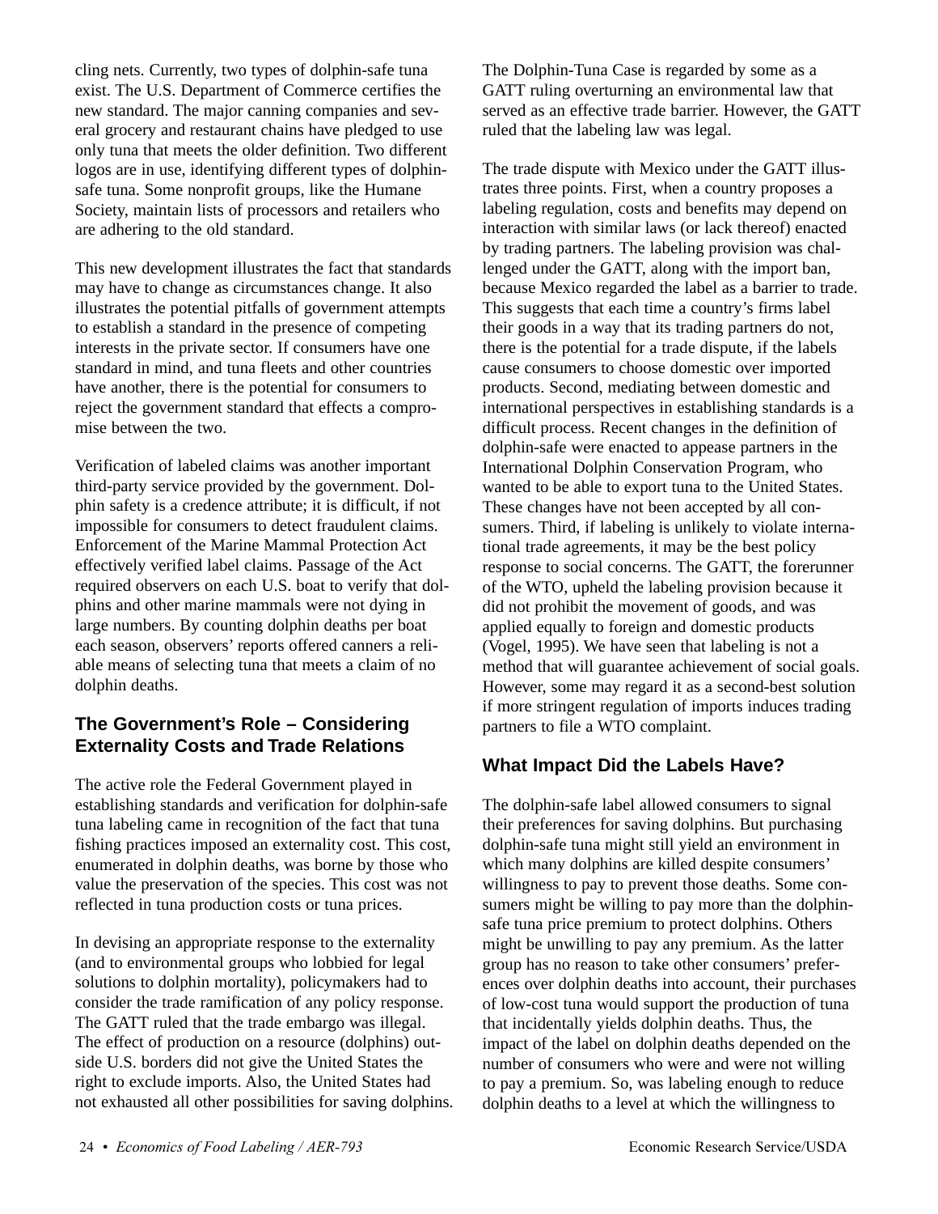cling nets. Currently, two types of dolphin-safe tuna exist. The U.S. Department of Commerce certifies the new standard. The major canning companies and several grocery and restaurant chains have pledged to use only tuna that meets the older definition. Two different logos are in use, identifying different types of dolphin-safe tuna. Some nonprofit groups, like the Humane Society, maintain lists of processors and retailers who are adhering to the old standard.

This new development illustrates the fact that standards may have to change as circumstances change. It also illustrates the potential pitfalls of government attempts to establish a standard in the presence of competing interests in the private sector. If consumers have one standard in mind, and tuna fleets and other countries have another, there is the potential for consumers to reject the government standard that effects a compromise between the two.

Verification of labeled claims was another important third-party service provided by the government. Dolphin safety is a credence attribute; it is difficult, if not impossible for consumers to detect fraudulent claims. Enforcement of the Marine Mammal Protection Act effectively verified label claims. Passage of the Act required observers on each U.S. boat to verify that dolphins and other marine mammals were not dying in large numbers. By counting dolphin deaths per boat each season, observers' reports offered canners a reliable means of selecting tuna that meets a claim of no dolphin deaths.

## The Government's Role – Considering Externality Costs and Trade Relations

The active role the Federal Government played in establishing standards and verification for dolphin-safe tuna labeling came in recognition of the fact that tuna fishing practices imposed an externality cost. This cost, enumerated in dolphin deaths, was borne by those who value the preservation of the species. This cost was not reflected in tuna production costs or tuna prices.

In devising an appropriate response to the externality (and to environmental groups who lobbied for legal solutions to dolphin mortality), policymakers had to consider the trade ramification of any policy response. The GATT ruled that the trade embargo was illegal. The effect of production on a resource (dolphins) outside U.S. borders did not give the United States the right to exclude imports. Also, the United States had not exhausted all other possibilities for saving dolphins. The Dolphin-Tuna Case is regarded by some as a GATT ruling overturning an environmental law that served as an effective trade barrier. However, the GATT ruled that the labeling law was legal.

The trade dispute with Mexico under the GATT illustrates three points. First, when a country proposes a labeling regulation, costs and benefits may depend on interaction with similar laws (or lack thereof) enacted by trading partners. The labeling provision was challenged under the GATT, along with the import ban, because Mexico regarded the label as a barrier to trade. This suggests that each time a country's firms label their goods in a way that its trading partners do not, there is the potential for a trade dispute, if the labels cause consumers to choose domestic over imported products. Second, mediating between domestic and international perspectives in establishing standards is a difficult process. Recent changes in the definition of dolphin-safe were enacted to appease partners in the International Dolphin Conservation Program, who wanted to be able to export tuna to the United States. These changes have not been accepted by all consumers. Third, if labeling is unlikely to violate international trade agreements, it may be the best policy response to social concerns. The GATT, the forerunner of the WTO, upheld the labeling provision because it did not prohibit the movement of goods, and was applied equally to foreign and domestic products (Vogel, 1995). We have seen that labeling is not a method that will guarantee achievement of social goals. However, some may regard it as a second-best solution if more stringent regulation of imports induces trading partners to file a WTO complaint.

## What Impact Did the Labels Have?

The dolphin-safe label allowed consumers to signal their preferences for saving dolphins. But purchasing dolphin-safe tuna might still yield an environment in which many dolphins are killed despite consumers' willingness to pay to prevent those deaths. Some consumers might be willing to pay more than the dolphin-safe tuna price premium to protect dolphins. Others might be unwilling to pay any premium. As the latter group has no reason to take other consumers' preferences over dolphin deaths into account, their purchases of low-cost tuna would support the production of tuna that incidentally yields dolphin deaths. Thus, the impact of the label on dolphin deaths depended on the number of consumers who were and were not willing to pay a premium. So, was labeling enough to reduce dolphin deaths to a level at which the willingness to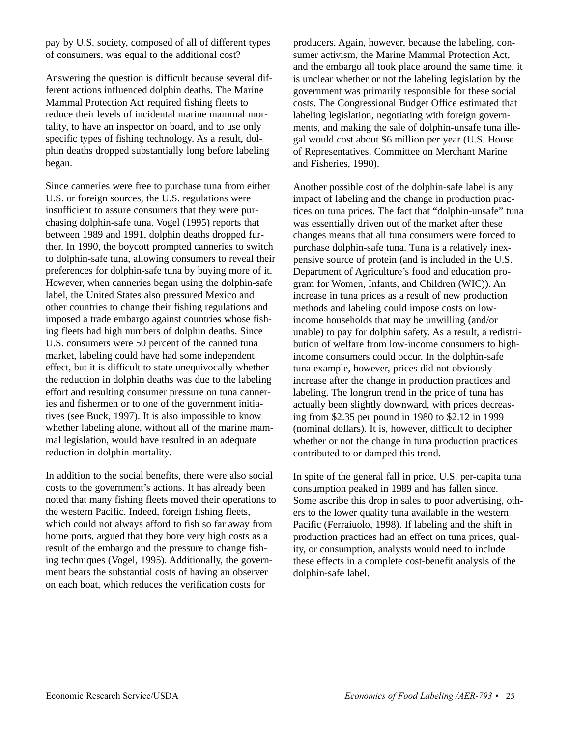pay by U.S. society, composed of all of different types of consumers, was equal to the additional cost?

Answering the question is difficult because several different actions influenced dolphin deaths. The Marine Mammal Protection Act required fishing fleets to reduce their levels of incidental marine mammal mortality, to have an inspector on board, and to use only specific types of fishing technology. As a result, dolphin deaths dropped substantially long before labeling began.

Since canneries were free to purchase tuna from either U.S. or foreign sources, the U.S. regulations were insufficient to assure consumers that they were purchasing dolphin-safe tuna. Vogel (1995) reports that between 1989 and 1991, dolphin deaths dropped further. In 1990, the boycott prompted canneries to switch to dolphin-safe tuna, allowing consumers to reveal their preferences for dolphin-safe tuna by buying more of it. However, when canneries began using the dolphin-safe label, the United States also pressured Mexico and other countries to change their fishing regulations and imposed a trade embargo against countries whose fishing fleets had high numbers of dolphin deaths. Since U.S. consumers were 50 percent of the canned tuna market, labeling could have had some independent effect, but it is difficult to state unequivocally whether the reduction in dolphin deaths was due to the labeling effort and resulting consumer pressure on tuna canneries and fishermen or to one of the government initiatives (see Buck, 1997). It is also impossible to know whether labeling alone, without all of the marine mammal legislation, would have resulted in an adequate reduction in dolphin mortality.

In addition to the social benefits, there were also social costs to the government's actions. It has already been noted that many fishing fleets moved their operations to the western Pacific. Indeed, foreign fishing fleets, which could not always afford to fish so far away from home ports, argued that they bore very high costs as a result of the embargo and the pressure to change fishing techniques (Vogel, 1995). Additionally, the government bears the substantial costs of having an observer on each boat, which reduces the verification costs for producers. Again, however, because the labeling, consumer activism, the Marine Mammal Protection Act, and the embargo all took place around the same time, it is unclear whether or not the labeling legislation by the government was primarily responsible for these social costs. The Congressional Budget Office estimated that labeling legislation, negotiating with foreign governments, and making the sale of dolphin-unsafe tuna illegal would cost about $6 million per year (U.S. House of Representatives, Committee on Merchant Marine and Fisheries, 1990).

Another possible cost of the dolphin-safe label is any impact of labeling and the change in production practices on tuna prices. The fact that "dolphin-unsafe" tuna was essentially driven out of the market after these changes means that all tuna consumers were forced to purchase dolphin-safe tuna. Tuna is a relatively inexpensive source of protein (and is included in the U.S. Department of Agriculture's food and education program for Women, Infants, and Children (WIC)). An increase in tuna prices as a result of new production methods and labeling could impose costs on low-income households that may be unwilling (and/or unable) to pay for dolphin safety. As a result, a redistribution of welfare from low-income consumers to high-income consumers could occur. In the dolphin-safe tuna example, however, prices did not obviously increase after the change in production practices and labeling. The longrun trend in the price of tuna has actually been slightly downward, with prices decreasing from $2.35 per pound in 1980 to $2.12 in 1999 (nominal dollars). It is, however, difficult to decipher whether or not the change in tuna production practices contributed to or damped this trend.

In spite of the general fall in price, U.S. per-capita tuna consumption peaked in 1989 and has fallen since. Some ascribe this drop in sales to poor advertising, others to the lower quality tuna available in the western Pacific (Ferraiuolo, 1998). If labeling and the shift in production practices had an effect on tuna prices, quality, or consumption, analysts would need to include these effects in a complete cost-benefit analysis of the dolphin-safe label.